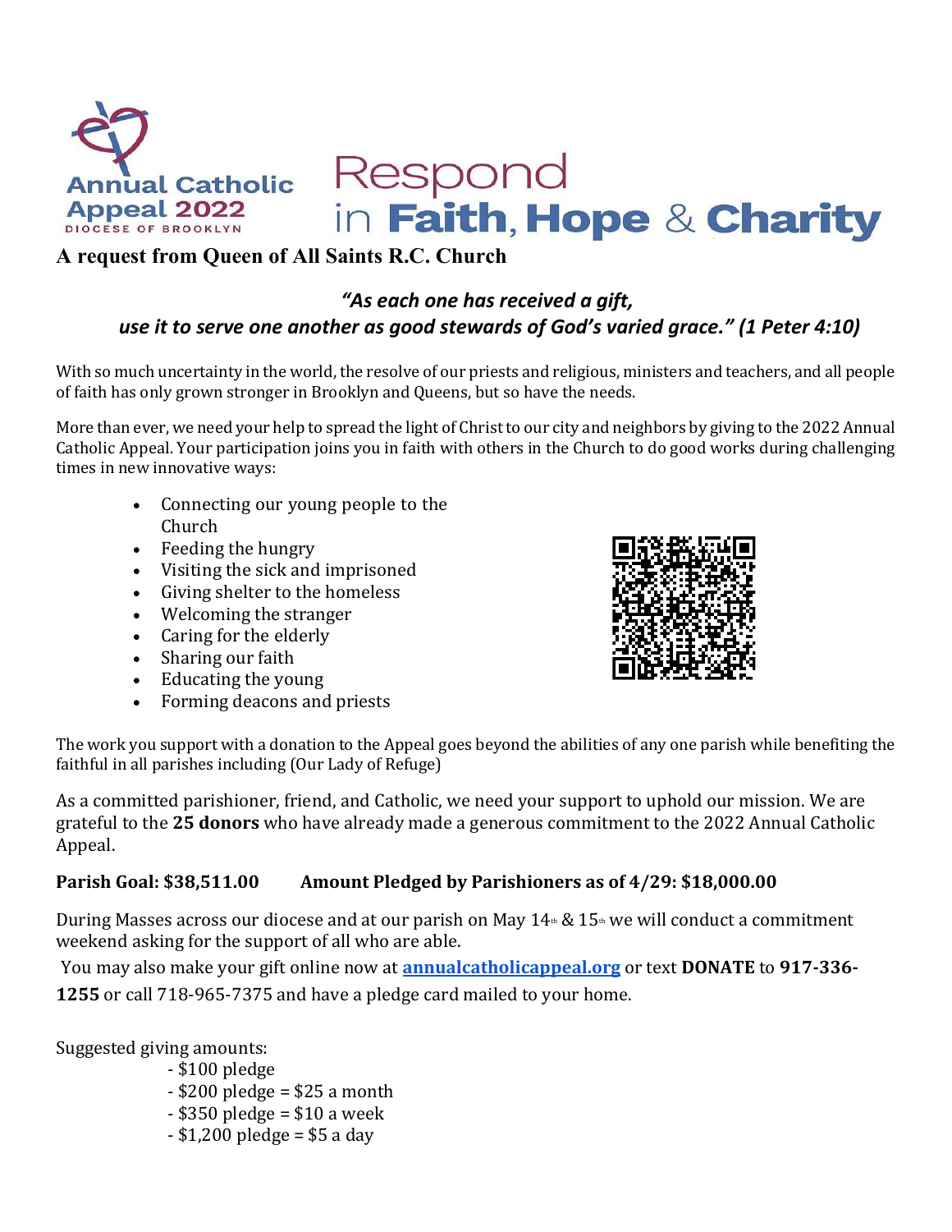Annual Catholic Appeal 2022
DIOCESE OF BROOKLYN

# Respond in Faith, Hope & Charity

## A request from Queen of All Saints R.C. Church

***"As each one has received a gift,***
***use it to serve one another as good stewards of God's varied grace." (1 Peter 4:10)***

With so much uncertainty in the world, the resolve of our priests and religious, ministers and teachers, and all people of faith has only grown stronger in Brooklyn and Queens, but so have the needs.

More than ever, we need your help to spread the light of Christ to our city and neighbors by giving to the 2022 Annual Catholic Appeal. Your participation joins you in faith with others in the Church to do good works during challenging times in new innovative ways:

- Connecting our young people to the Church
- Feeding the hungry
- Visiting the sick and imprisoned
- Giving shelter to the homeless
- Welcoming the stranger
- Caring for the elderly
- Sharing our faith
- Educating the young
- Forming deacons and priests

The work you support with a donation to the Appeal goes beyond the abilities of any one parish while benefiting the faithful in all parishes including (Our Lady of Refuge)

As a committed parishioner, friend, and Catholic, we need your support to uphold our mission. We are grateful to the **25 donors** who have already made a generous commitment to the 2022 Annual Catholic Appeal.

**Parish Goal: $38,511.00     Amount Pledged by Parishioners as of 4/29: $18,000.00**

During Masses across our diocese and at our parish on May 14th & 15th we will conduct a commitment weekend asking for the support of all who are able.

You may also make your gift online now at **annualcatholicappeal.org** or text **DONATE** to **917-336-1255** or call 718-965-7375 and have a pledge card mailed to your home.

Suggested giving amounts:

- $100 pledge
- $200 pledge = $25 a month
- $350 pledge = $10 a week
- $1,200 pledge = $5 a day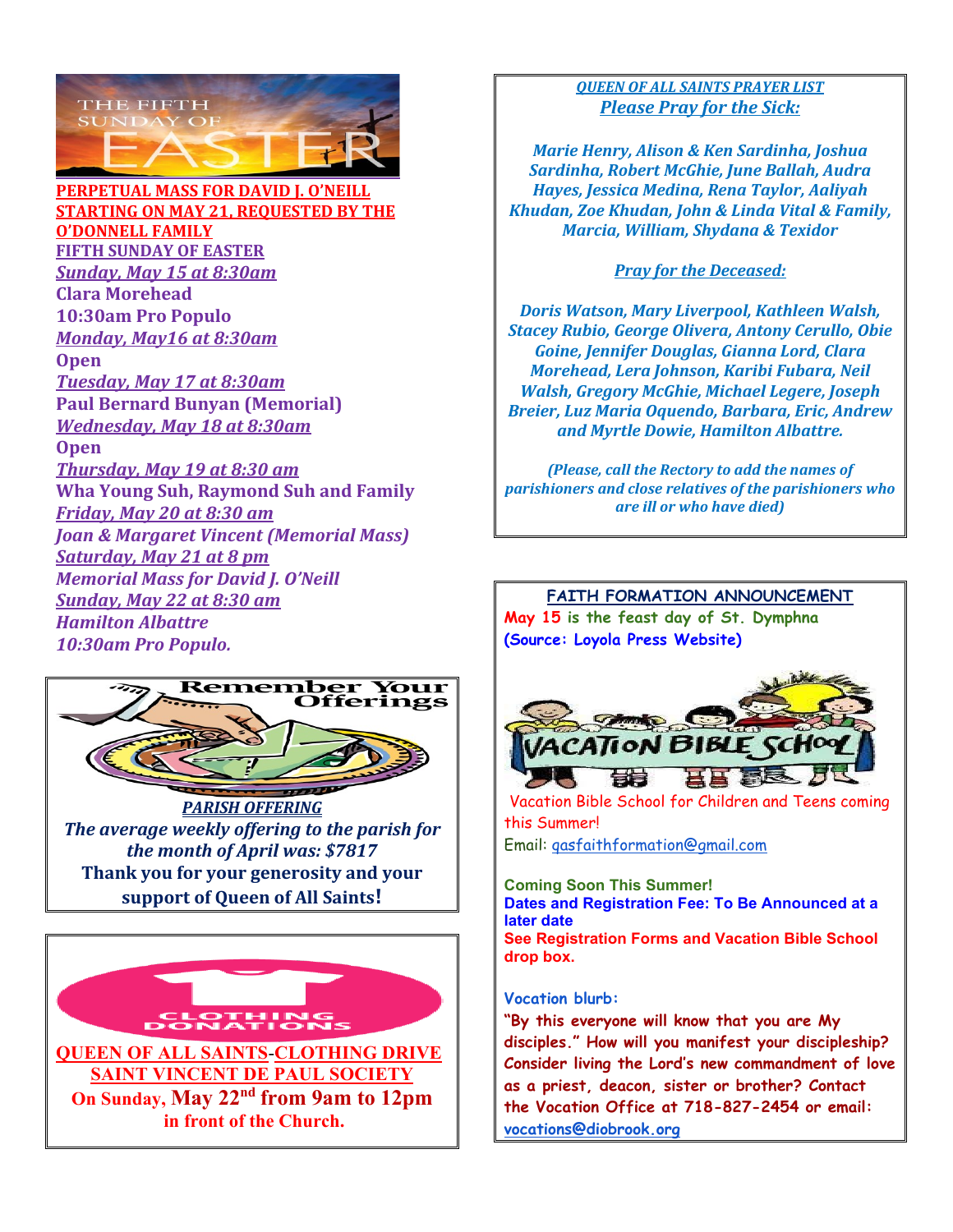THE FIFTH SUNDAY OF EASTER

**PERPETUAL MASS FOR DAVID J. O'NEILL STARTING ON MAY 21, REQUESTED BY THE O'DONNELL FAMILY**

**FIFTH SUNDAY OF EASTER**

*Sunday, May 15 at 8:30am*
**Clara Morehead**
**10:30am Pro Populo**

*Monday, May16 at 8:30am*
**Open**

*Tuesday, May 17 at 8:30am*
**Paul Bernard Bunyan (Memorial)**

*Wednesday, May 18 at 8:30am*
**Open**

*Thursday, May 19 at 8:30 am*
**Wha Young Suh, Raymond Suh and Family**

*Friday, May 20 at 8:30 am*
***Joan & Margaret Vincent (Memorial Mass)***

*Saturday, May 21 at 8 pm*
***Memorial Mass for David J. O'Neill***

*Sunday, May 22 at 8:30 am*
***Hamilton Albattre***
***10:30am Pro Populo.***

## Remember Your Offerings

***PARISH OFFERING***

***The average weekly offering to the parish for the month of April was: $7817***

**Thank you for your generosity and your support of Queen of All Saints!**

CLOTHING DONATIONS

**QUEEN OF ALL SAINTS-CLOTHING DRIVE**
**SAINT VINCENT DE PAUL SOCIETY**
**On Sunday, May 22nd from 9am to 12pm in front of the Church.**

***QUEEN OF ALL SAINTS PRAYER LIST***

***Please Pray for the Sick:***

*Marie Henry, Alison & Ken Sardinha, Joshua Sardinha, Robert McGhie, June Ballah, Audra Hayes, Jessica Medina, Rena Taylor, Aaliyah Khudan, Zoe Khudan, John & Linda Vital & Family, Marcia, William, Shydana & Texidor*

***Pray for the Deceased:***

*Doris Watson, Mary Liverpool, Kathleen Walsh, Stacey Rubio, George Olivera, Antony Cerullo, Obie Goine, Jennifer Douglas, Gianna Lord, Clara Morehead, Lera Johnson, Karibi Fubara, Neil Walsh, Gregory McGhie, Michael Legere, Joseph Breier, Luz Maria Oquendo, Barbara, Eric, Andrew and Myrtle Dowie, Hamilton Albattre.*

*(Please, call the Rectory to add the names of parishioners and close relatives of the parishioners who are ill or who have died)*

**FAITH FORMATION ANNOUNCEMENT**

**May 15 is the feast day of St. Dymphna**
**(Source: Loyola Press Website)**

VACATION BIBLE SCHOOL

Vacation Bible School for Children and Teens coming this Summer!

Email: qasfaithformation@gmail.com

**Coming Soon This Summer!**
**Dates and Registration Fee: To Be Announced at a later date**
**See Registration Forms and Vacation Bible School drop box.**

**Vocation blurb:**

**"By this everyone will know that you are My disciples." How will you manifest your discipleship? Consider living the Lord's new commandment of love as a priest, deacon, sister or brother? Contact the Vocation Office at 718-827-2454 or email: vocations@diobrook.org**